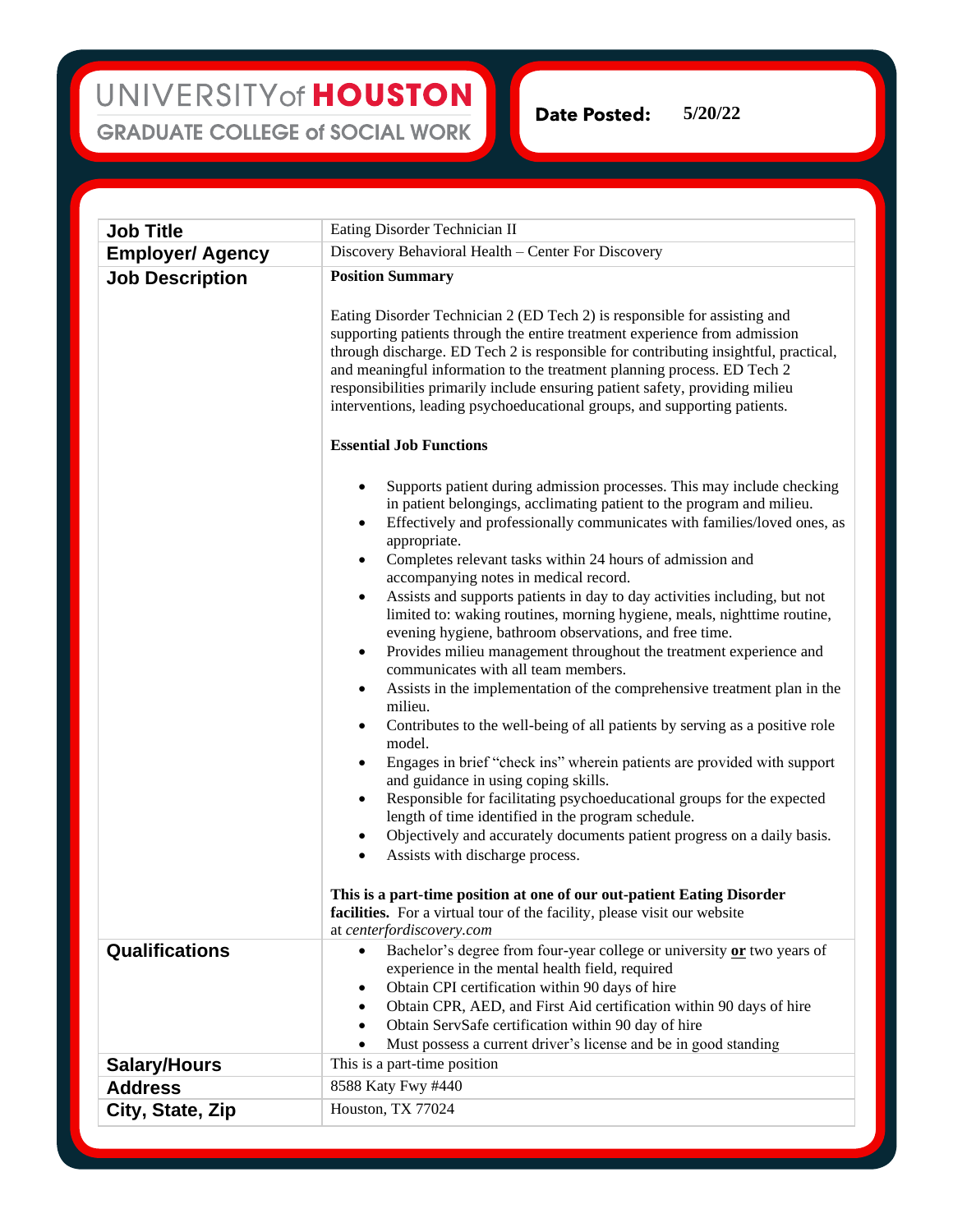UNIVERSITY of **HOUSTON**
GRADUATE COLLEGE of SOCIAL WORK

**Date Posted:** 5/20/22

| | |
|---|---|
| **Job Title** | Eating Disorder Technician II |
| **Employer/ Agency** | Discovery Behavioral Health – Center For Discovery |
| **Job Description** | **Position Summary**<br><br>Eating Disorder Technician 2 (ED Tech 2) is responsible for assisting and supporting patients through the entire treatment experience from admission through discharge. ED Tech 2 is responsible for contributing insightful, practical, and meaningful information to the treatment planning process. ED Tech 2 responsibilities primarily include ensuring patient safety, providing milieu interventions, leading psychoeducational groups, and supporting patients.<br><br>**Essential Job Functions**<br><br>• Supports patient during admission processes. This may include checking in patient belongings, acclimating patient to the program and milieu.<br>• Effectively and professionally communicates with families/loved ones, as appropriate.<br>• Completes relevant tasks within 24 hours of admission and accompanying notes in medical record.<br>• Assists and supports patients in day to day activities including, but not limited to: waking routines, morning hygiene, meals, nighttime routine, evening hygiene, bathroom observations, and free time.<br>• Provides milieu management throughout the treatment experience and communicates with all team members.<br>• Assists in the implementation of the comprehensive treatment plan in the milieu.<br>• Contributes to the well-being of all patients by serving as a positive role model.<br>• Engages in brief "check ins" wherein patients are provided with support and guidance in using coping skills.<br>• Responsible for facilitating psychoeducational groups for the expected length of time identified in the program schedule.<br>• Objectively and accurately documents patient progress on a daily basis.<br>• Assists with discharge process.<br><br>**This is a part-time position at one of our out-patient Eating Disorder facilities.** For a virtual tour of the facility, please visit our website at *centerfordiscovery.com* |
| **Qualifications** | • Bachelor's degree from four-year college or university **or** two years of experience in the mental health field, required<br>• Obtain CPI certification within 90 days of hire<br>• Obtain CPR, AED, and First Aid certification within 90 days of hire<br>• Obtain ServSafe certification within 90 day of hire<br>• Must possess a current driver's license and be in good standing |
| **Salary/Hours** | This is a part-time position |
| **Address** | 8588 Katy Fwy #440 |
| **City, State, Zip** | Houston, TX 77024 |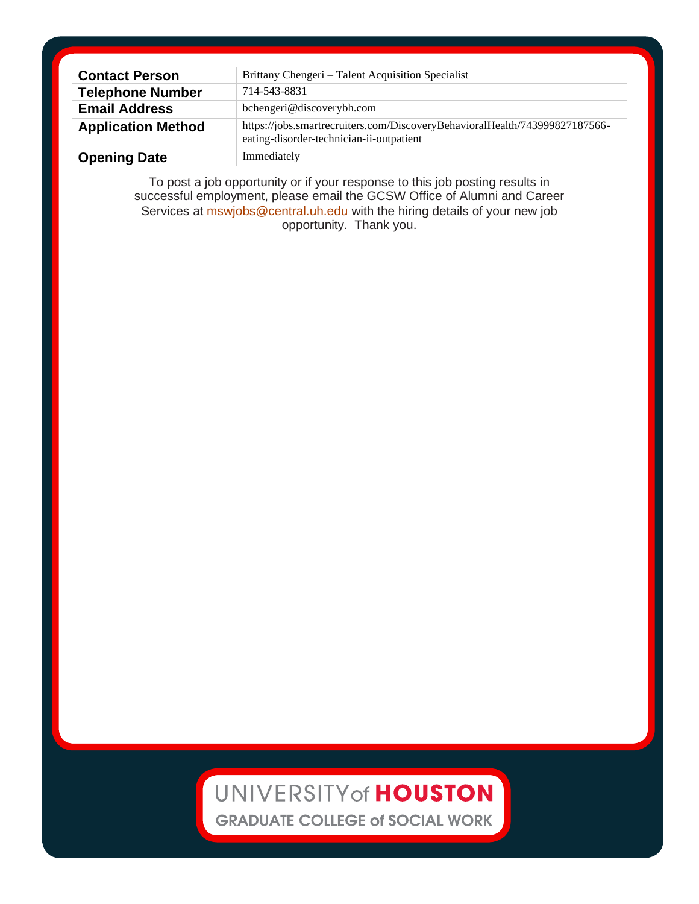| | |
|---|---|
| **Contact Person** | Brittany Chengeri – Talent Acquisition Specialist |
| **Telephone Number** | 714-543-8831 |
| **Email Address** | bchengeri@discoverybh.com |
| **Application Method** | https://jobs.smartrecruiters.com/DiscoveryBehavioralHealth/743999827187566-eating-disorder-technician-ii-outpatient |
| **Opening Date** | Immediately |

To post a job opportunity or if your response to this job posting results in successful employment, please email the GCSW Office of Alumni and Career Services at mswjobs@central.uh.edu with the hiring details of your new job opportunity. Thank you.

UNIVERSITY of HOUSTON
GRADUATE COLLEGE of SOCIAL WORK